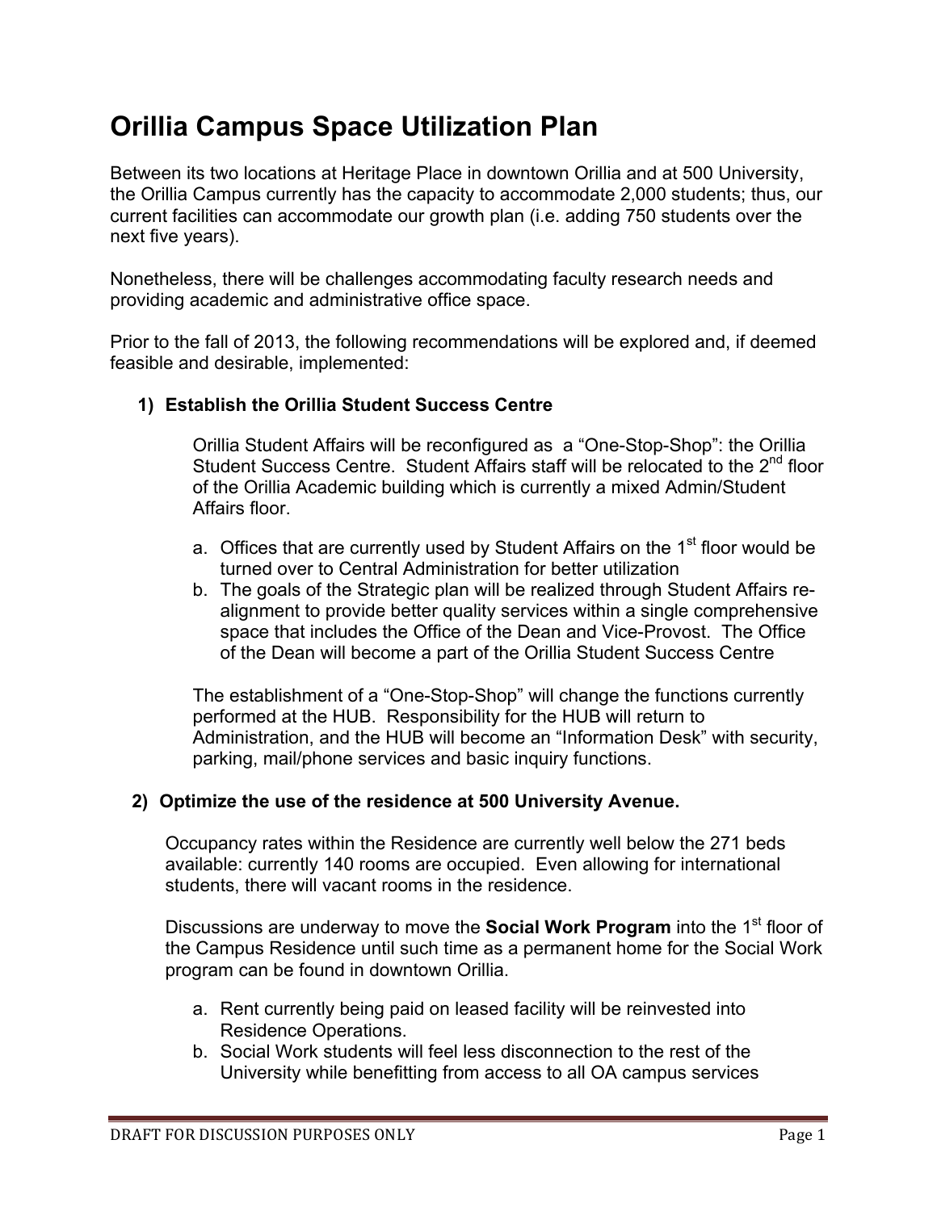# Orillia Campus Space Utilization Plan

Between its two locations at Heritage Place in downtown Orillia and at 500 University, the Orillia Campus currently has the capacity to accommodate 2,000 students; thus, our current facilities can accommodate our growth plan (i.e. adding 750 students over the next five years).

Nonetheless, there will be challenges accommodating faculty research needs and providing academic and administrative office space.

Prior to the fall of 2013, the following recommendations will be explored and, if deemed feasible and desirable, implemented:

### 1) Establish the Orillia Student Success Centre

Orillia Student Affairs will be reconfigured as a "One-Stop-Shop": the Orillia Student Success Centre. Student Affairs staff will be relocated to the 2nd floor of the Orillia Academic building which is currently a mixed Admin/Student Affairs floor.

a. Offices that are currently used by Student Affairs on the 1st floor would be turned over to Central Administration for better utilization
b. The goals of the Strategic plan will be realized through Student Affairs re-alignment to provide better quality services within a single comprehensive space that includes the Office of the Dean and Vice-Provost. The Office of the Dean will become a part of the Orillia Student Success Centre

The establishment of a "One-Stop-Shop" will change the functions currently performed at the HUB. Responsibility for the HUB will return to Administration, and the HUB will become an "Information Desk" with security, parking, mail/phone services and basic inquiry functions.

### 2) Optimize the use of the residence at 500 University Avenue.

Occupancy rates within the Residence are currently well below the 271 beds available: currently 140 rooms are occupied. Even allowing for international students, there will vacant rooms in the residence.

Discussions are underway to move the **Social Work Program** into the 1st floor of the Campus Residence until such time as a permanent home for the Social Work program can be found in downtown Orillia.

a. Rent currently being paid on leased facility will be reinvested into Residence Operations.
b. Social Work students will feel less disconnection to the rest of the University while benefitting from access to all OA campus services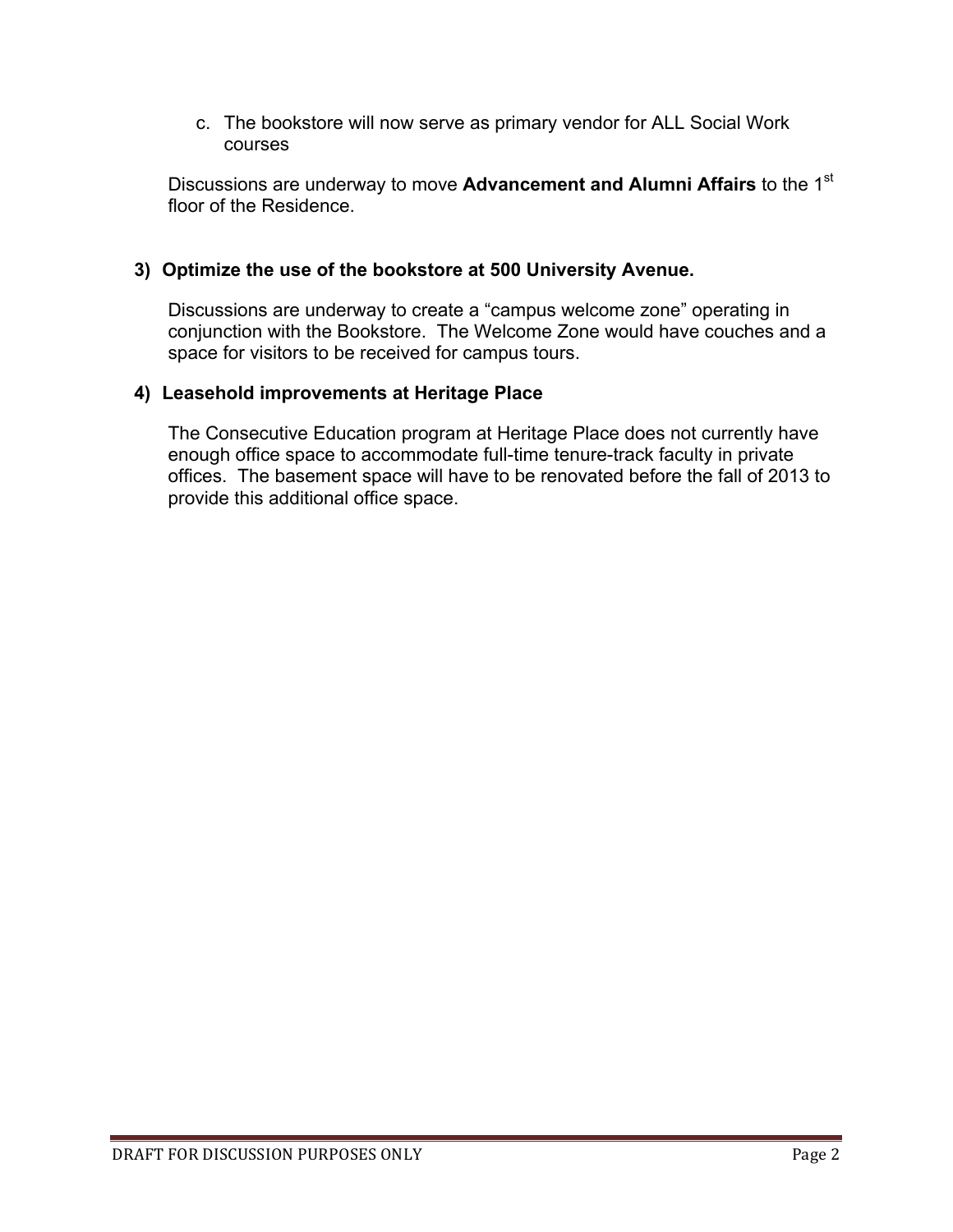c. The bookstore will now serve as primary vendor for ALL Social Work courses

Discussions are underway to move **Advancement and Alumni Affairs** to the 1st floor of the Residence.

**3) Optimize the use of the bookstore at 500 University Avenue.**

Discussions are underway to create a "campus welcome zone" operating in conjunction with the Bookstore. The Welcome Zone would have couches and a space for visitors to be received for campus tours.

**4) Leasehold improvements at Heritage Place**

The Consecutive Education program at Heritage Place does not currently have enough office space to accommodate full-time tenure-track faculty in private offices. The basement space will have to be renovated before the fall of 2013 to provide this additional office space.